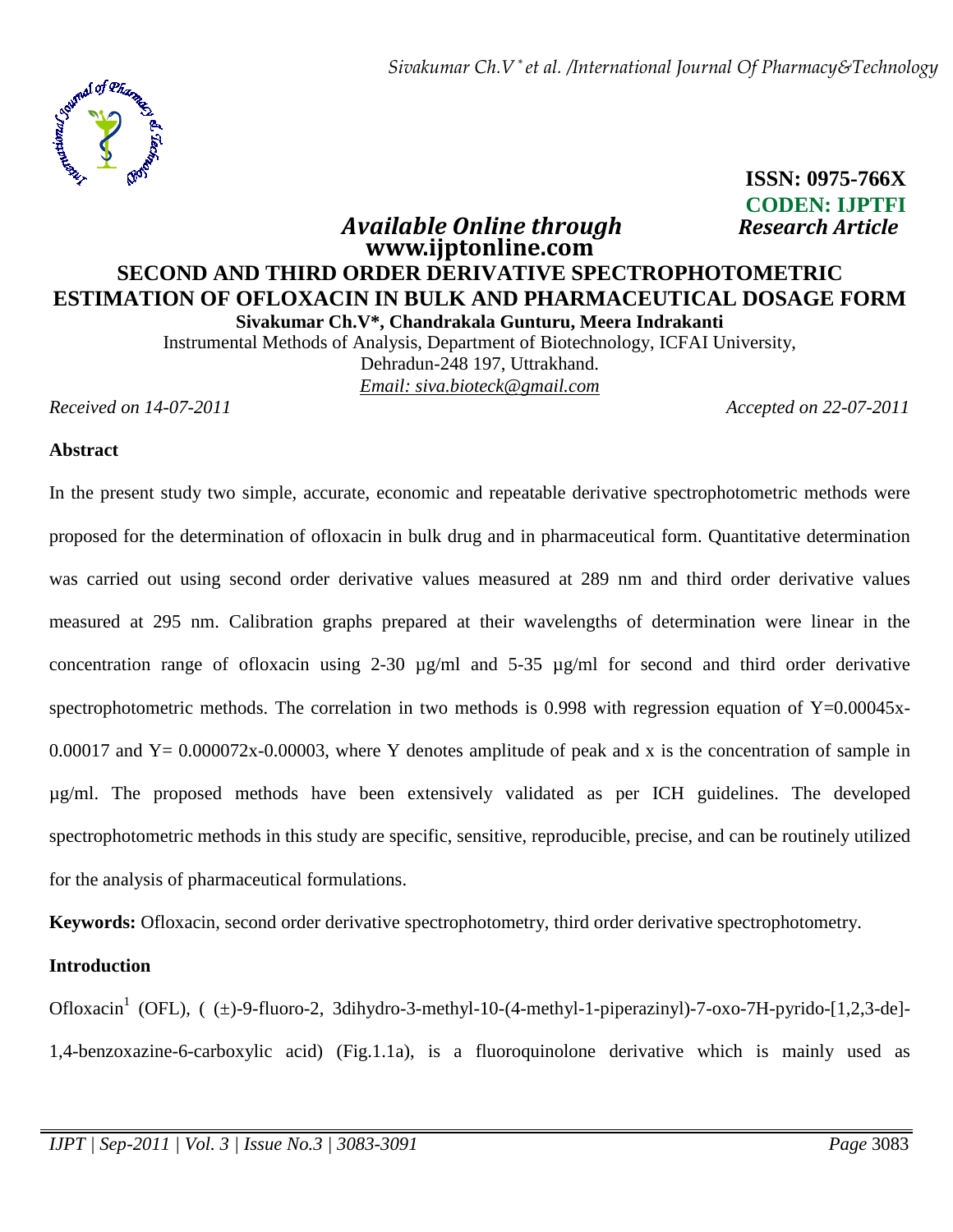**ISSN: 0975-766X**
**CODEN: IJPTFI**

*Available Online through* *Research Article*
**www.ijptonline.com**

# SECOND AND THIRD ORDER DERIVATIVE SPECTROPHOTOMETRIC ESTIMATION OF OFLOXACIN IN BULK AND PHARMACEUTICAL DOSAGE FORM

**Sivakumar Ch.V\*, Chandrakala Gunturu, Meera Indrakanti**

Instrumental Methods of Analysis, Department of Biotechnology, ICFAI University, Dehradun-248 197, Uttrakhand.
*Email: siva.bioteck@gmail.com*

*Received on 14-07-2011* *Accepted on 22-07-2011*

## Abstract

In the present study two simple, accurate, economic and repeatable derivative spectrophotometric methods were proposed for the determination of ofloxacin in bulk drug and in pharmaceutical form. Quantitative determination was carried out using second order derivative values measured at 289 nm and third order derivative values measured at 295 nm. Calibration graphs prepared at their wavelengths of determination were linear in the concentration range of ofloxacin using 2-30 µg/ml and 5-35 µg/ml for second and third order derivative spectrophotometric methods. The correlation in two methods is 0.998 with regression equation of $Y=0.00045x-0.00017$ and $Y= 0.000072x-0.00003$, where Y denotes amplitude of peak and x is the concentration of sample in µg/ml. The proposed methods have been extensively validated as per ICH guidelines. The developed spectrophotometric methods in this study are specific, sensitive, reproducible, precise, and can be routinely utilized for the analysis of pharmaceutical formulations.

**Keywords:** Ofloxacin, second order derivative spectrophotometry, third order derivative spectrophotometry.

## Introduction

Ofloxacin[1] (OFL), ( (±)-9-fluoro-2, 3dihydro-3-methyl-10-(4-methyl-1-piperazinyl)-7-oxo-7H-pyrido-[1,2,3-de]-1,4-benzoxazine-6-carboxylic acid) (Fig.1.1a), is a fluoroquinolone derivative which is mainly used as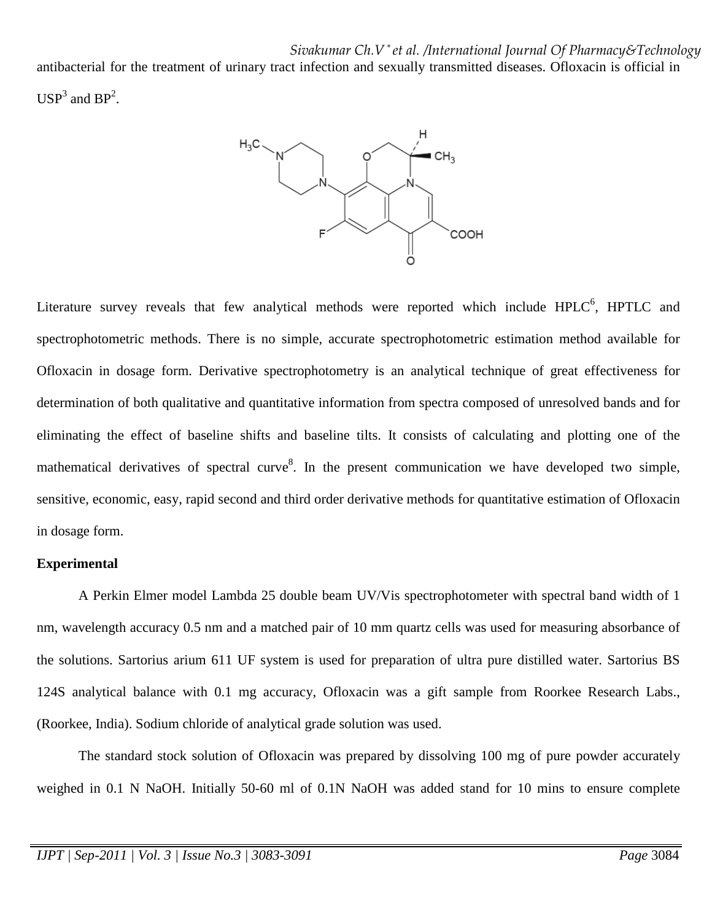antibacterial for the treatment of urinary tract infection and sexually transmitted diseases. Ofloxacin is official in USP[3] and BP[2].

Literature survey reveals that few analytical methods were reported which include HPLC[6], HPTLC and spectrophotometric methods. There is no simple, accurate spectrophotometric estimation method available for Ofloxacin in dosage form. Derivative spectrophotometry is an analytical technique of great effectiveness for determination of both qualitative and quantitative information from spectra composed of unresolved bands and for eliminating the effect of baseline shifts and baseline tilts. It consists of calculating and plotting one of the mathematical derivatives of spectral curve[8]. In the present communication we have developed two simple, sensitive, economic, easy, rapid second and third order derivative methods for quantitative estimation of Ofloxacin in dosage form.

**Experimental**

A Perkin Elmer model Lambda 25 double beam UV/Vis spectrophotometer with spectral band width of 1 nm, wavelength accuracy 0.5 nm and a matched pair of 10 mm quartz cells was used for measuring absorbance of the solutions. Sartorius arium 611 UF system is used for preparation of ultra pure distilled water. Sartorius BS 124S analytical balance with 0.1 mg accuracy, Ofloxacin was a gift sample from Roorkee Research Labs., (Roorkee, India). Sodium chloride of analytical grade solution was used.

The standard stock solution of Ofloxacin was prepared by dissolving 100 mg of pure powder accurately weighed in 0.1 N NaOH. Initially 50-60 ml of 0.1N NaOH was added stand for 10 mins to ensure complete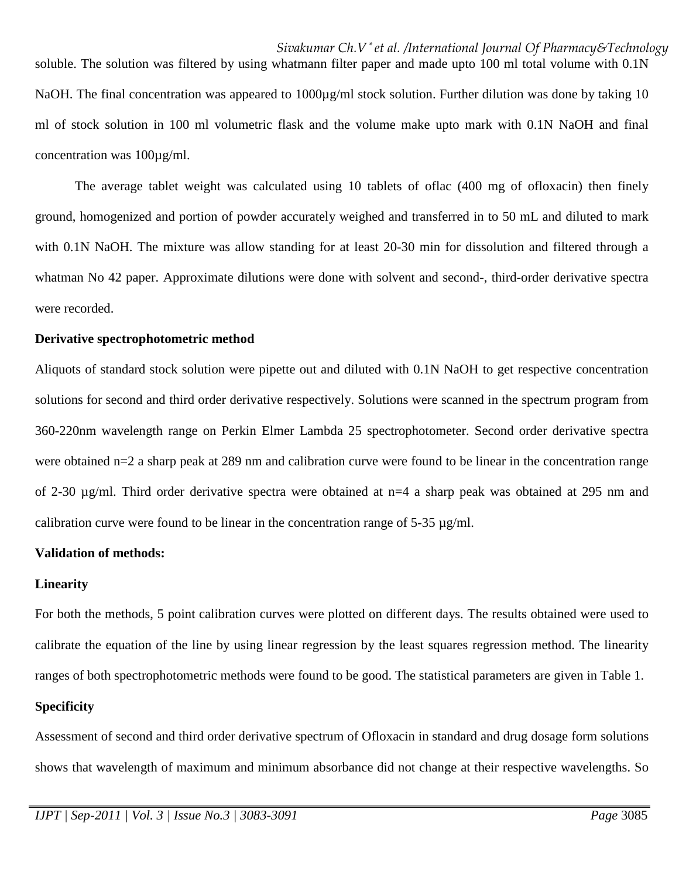soluble. The solution was filtered by using whatmann filter paper and made upto 100 ml total volume with 0.1N NaOH. The final concentration was appeared to 1000µg/ml stock solution. Further dilution was done by taking 10 ml of stock solution in 100 ml volumetric flask and the volume make upto mark with 0.1N NaOH and final concentration was 100µg/ml.

The average tablet weight was calculated using 10 tablets of oflac (400 mg of ofloxacin) then finely ground, homogenized and portion of powder accurately weighed and transferred in to 50 mL and diluted to mark with 0.1N NaOH. The mixture was allow standing for at least 20-30 min for dissolution and filtered through a whatman No 42 paper. Approximate dilutions were done with solvent and second-, third-order derivative spectra were recorded.

**Derivative spectrophotometric method**

Aliquots of standard stock solution were pipette out and diluted with 0.1N NaOH to get respective concentration solutions for second and third order derivative respectively. Solutions were scanned in the spectrum program from 360-220nm wavelength range on Perkin Elmer Lambda 25 spectrophotometer. Second order derivative spectra were obtained n=2 a sharp peak at 289 nm and calibration curve were found to be linear in the concentration range of 2-30 µg/ml. Third order derivative spectra were obtained at n=4 a sharp peak was obtained at 295 nm and calibration curve were found to be linear in the concentration range of 5-35 µg/ml.

**Validation of methods:**

**Linearity**

For both the methods, 5 point calibration curves were plotted on different days. The results obtained were used to calibrate the equation of the line by using linear regression by the least squares regression method. The linearity ranges of both spectrophotometric methods were found to be good. The statistical parameters are given in Table 1.

**Specificity**

Assessment of second and third order derivative spectrum of Ofloxacin in standard and drug dosage form solutions shows that wavelength of maximum and minimum absorbance did not change at their respective wavelengths. So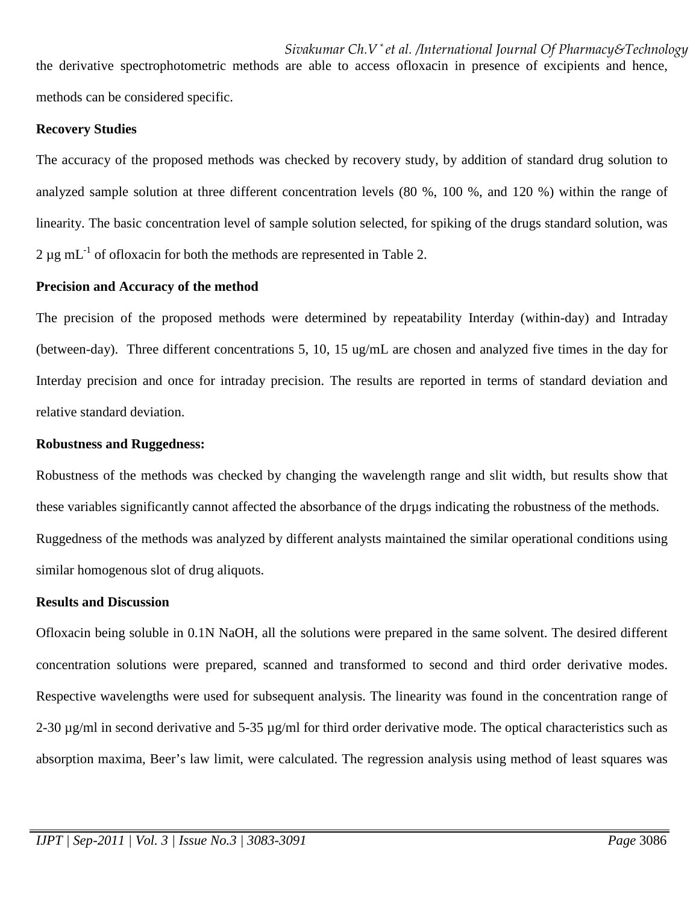the derivative spectrophotometric methods are able to access ofloxacin in presence of excipients and hence, methods can be considered specific.

**Recovery Studies**

The accuracy of the proposed methods was checked by recovery study, by addition of standard drug solution to analyzed sample solution at three different concentration levels (80 %, 100 %, and 120 %) within the range of linearity. The basic concentration level of sample solution selected, for spiking of the drugs standard solution, was 2 µg $mL^{-1}$ of ofloxacin for both the methods are represented in Table 2.

**Precision and Accuracy of the method**

The precision of the proposed methods were determined by repeatability Interday (within-day) and Intraday (between-day). Three different concentrations 5, 10, 15 ug/mL are chosen and analyzed five times in the day for Interday precision and once for intraday precision. The results are reported in terms of standard deviation and relative standard deviation.

**Robustness and Ruggedness:**

Robustness of the methods was checked by changing the wavelength range and slit width, but results show that these variables significantly cannot affected the absorbance of the drµgs indicating the robustness of the methods. Ruggedness of the methods was analyzed by different analysts maintained the similar operational conditions using similar homogenous slot of drug aliquots.

**Results and Discussion**

Ofloxacin being soluble in 0.1N NaOH, all the solutions were prepared in the same solvent. The desired different concentration solutions were prepared, scanned and transformed to second and third order derivative modes. Respective wavelengths were used for subsequent analysis. The linearity was found in the concentration range of 2-30 µg/ml in second derivative and 5-35 µg/ml for third order derivative mode. The optical characteristics such as absorption maxima, Beer's law limit, were calculated. The regression analysis using method of least squares was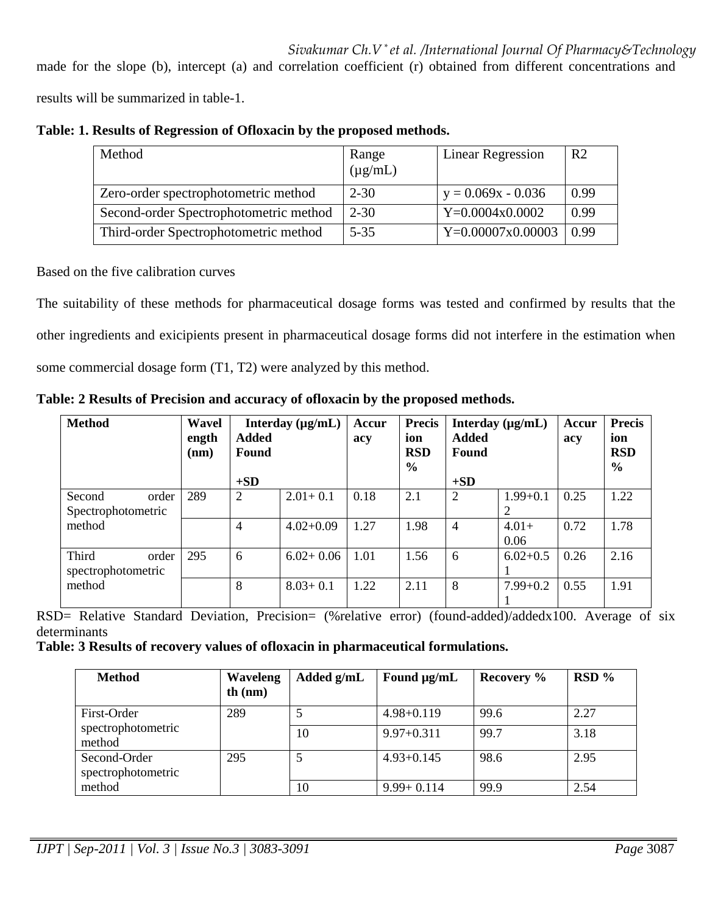made for the slope (b), intercept (a) and correlation coefficient (r) obtained from different concentrations and results will be summarized in table-1.

**Table: 1. Results of Regression of Ofloxacin by the proposed methods.**

| Method | Range (µg/mL) | Linear Regression | R2 |
|---|---|---|---|
| Zero-order spectrophotometric method | 2-30 | y = 0.069x - 0.036 | 0.99 |
| Second-order Spectrophotometric method | 2-30 | Y=0.0004x0.0002 | 0.99 |
| Third-order Spectrophotometric method | 5-35 | Y=0.00007x0.00003 | 0.99 |

Based on the five calibration curves

The suitability of these methods for pharmaceutical dosage forms was tested and confirmed by results that the other ingredients and exicipients present in pharmaceutical dosage forms did not interfere in the estimation when some commercial dosage form (T1, T2) were analyzed by this method.

**Table: 2 Results of Precision and accuracy of ofloxacin by the proposed methods.**

| Method | Wavelength (nm) | Interday (µg/mL) Added | Found +SD | Accuracy | Precision RSD % | Interday (µg/mL) Added | Found +SD | Accuracy | Precision RSD % |
|---|---|---|---|---|---|---|---|---|---|
| Second order Spectrophotometric method | 289 | 2 | 2.01+ 0.1 | 0.18 | 2.1 | 2 | 1.99+0.12 | 0.25 | 1.22 |
| | | 4 | 4.02+0.09 | 1.27 | 1.98 | 4 | 4.01+ 0.06 | 0.72 | 1.78 |
| Third order spectrophotometric method | 295 | 6 | 6.02+ 0.06 | 1.01 | 1.56 | 6 | 6.02+0.51 | 0.26 | 2.16 |
| | | 8 | 8.03+ 0.1 | 1.22 | 2.11 | 8 | 7.99+0.21 | 0.55 | 1.91 |

RSD= Relative Standard Deviation, Precision= (%relative error) (found-added)/addedx100. Average of six determinants

**Table: 3 Results of recovery values of ofloxacin in pharmaceutical formulations.**

| Method | Wavelength (nm) | Added g/mL | Found µg/mL | Recovery % | RSD % |
|---|---|---|---|---|---|
| First-Order spectrophotometric method | 289 | 5 | 4.98+0.119 | 99.6 | 2.27 |
| | | 10 | 9.97+0.311 | 99.7 | 3.18 |
| Second-Order spectrophotometric method | 295 | 5 | 4.93+0.145 | 98.6 | 2.95 |
| | | 10 | 9.99+ 0.114 | 99.9 | 2.54 |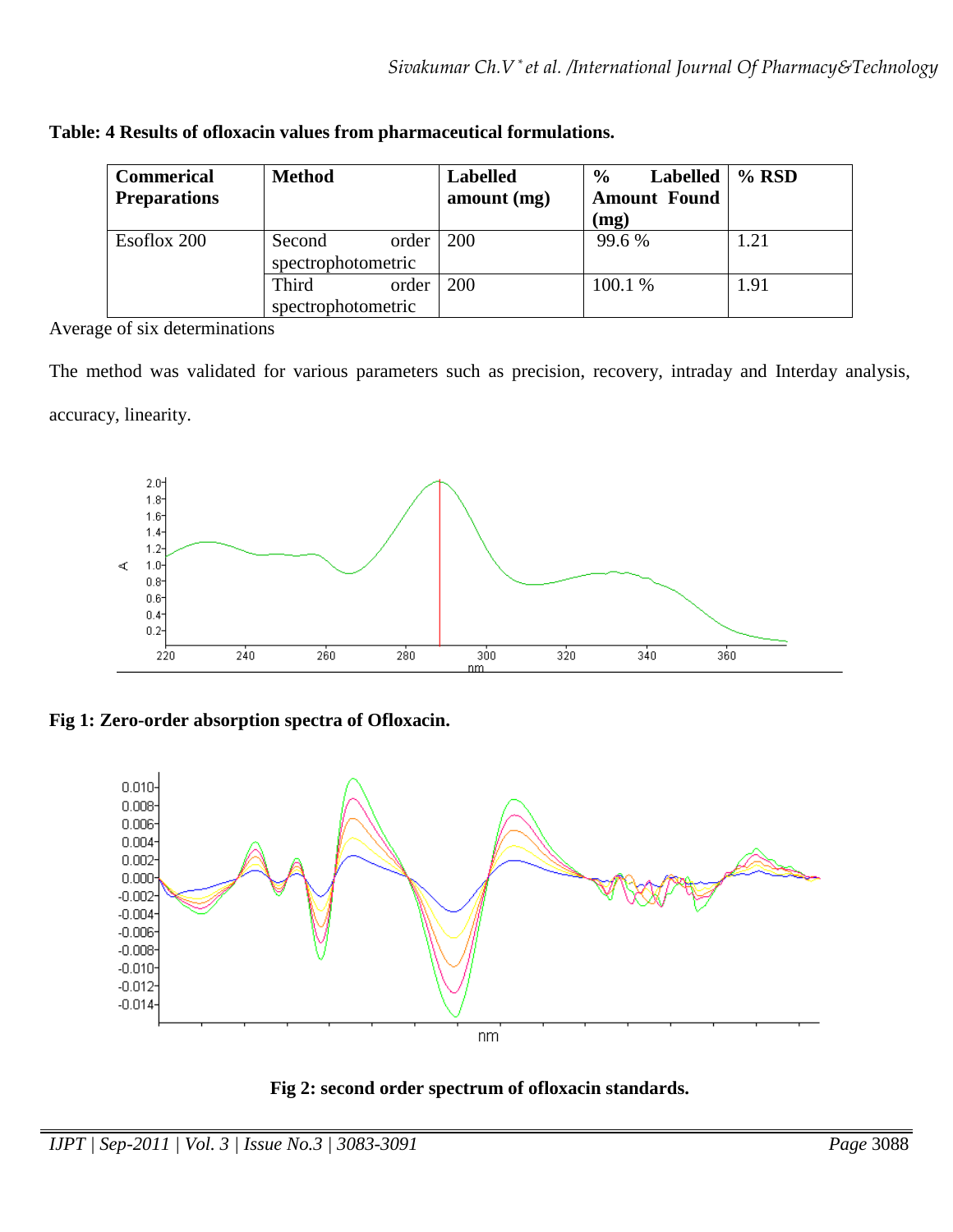**Table: 4 Results of ofloxacin values from pharmaceutical formulations.**

| Commerical Preparations | Method | Labelled amount (mg) | % Labelled Amount Found (mg) | % RSD |
|---|---|---|---|---|
| Esoflox 200 | Second order spectrophotometric | 200 | 99.6 % | 1.21 |
| | Third order spectrophotometric | 200 | 100.1 % | 1.91 |

Average of six determinations

The method was validated for various parameters such as precision, recovery, intraday and Interday analysis, accuracy, linearity.

**Fig 1: Zero-order absorption spectra of Ofloxacin.**

**Fig 2: second order spectrum of ofloxacin standards.**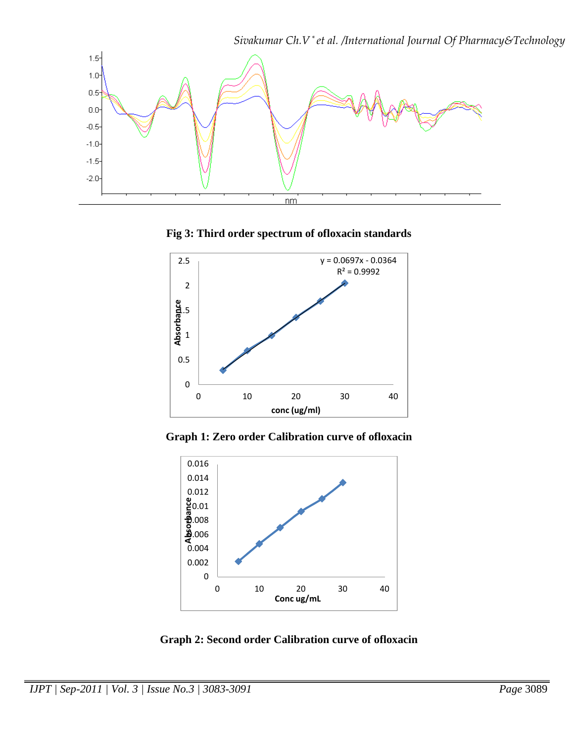Fig 3: Third order spectrum of ofloxacin standards

Graph 1: Zero order Calibration curve of ofloxacin

Graph 2: Second order Calibration curve of ofloxacin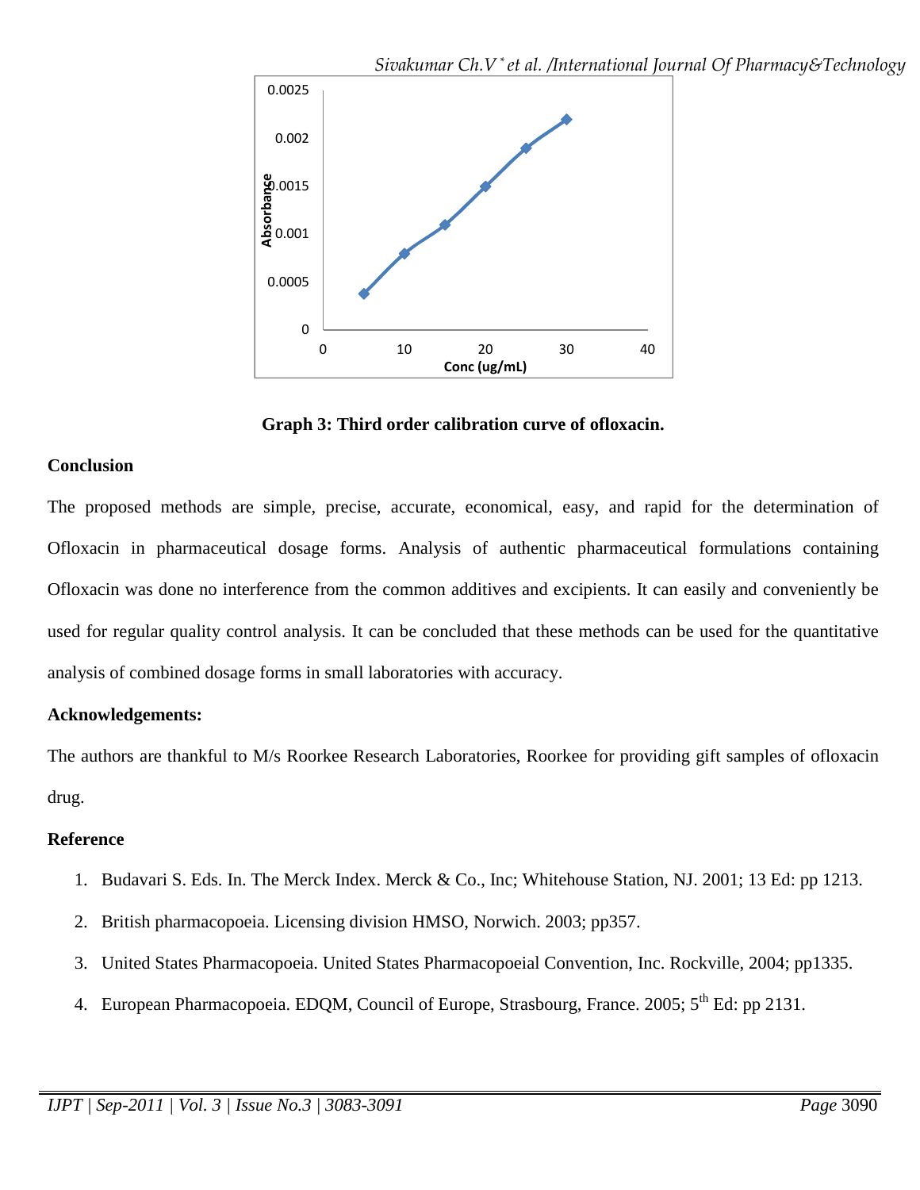**Graph 3: Third order calibration curve of ofloxacin.**

### Conclusion

The proposed methods are simple, precise, accurate, economical, easy, and rapid for the determination of Ofloxacin in pharmaceutical dosage forms. Analysis of authentic pharmaceutical formulations containing Ofloxacin was done no interference from the common additives and excipients. It can easily and conveniently be used for regular quality control analysis. It can be concluded that these methods can be used for the quantitative analysis of combined dosage forms in small laboratories with accuracy.

### Acknowledgements:

The authors are thankful to M/s Roorkee Research Laboratories, Roorkee for providing gift samples of ofloxacin drug.

### Reference

1. Budavari S. Eds. In. The Merck Index. Merck & Co., Inc; Whitehouse Station, NJ. 2001; 13 Ed: pp 1213.
2. British pharmacopoeia. Licensing division HMSO, Norwich. 2003; pp357.
3. United States Pharmacopoeia. United States Pharmacopoeial Convention, Inc. Rockville, 2004; pp1335.
4. European Pharmacopoeia. EDQM, Council of Europe, Strasbourg, France. 2005; 5th Ed: pp 2131.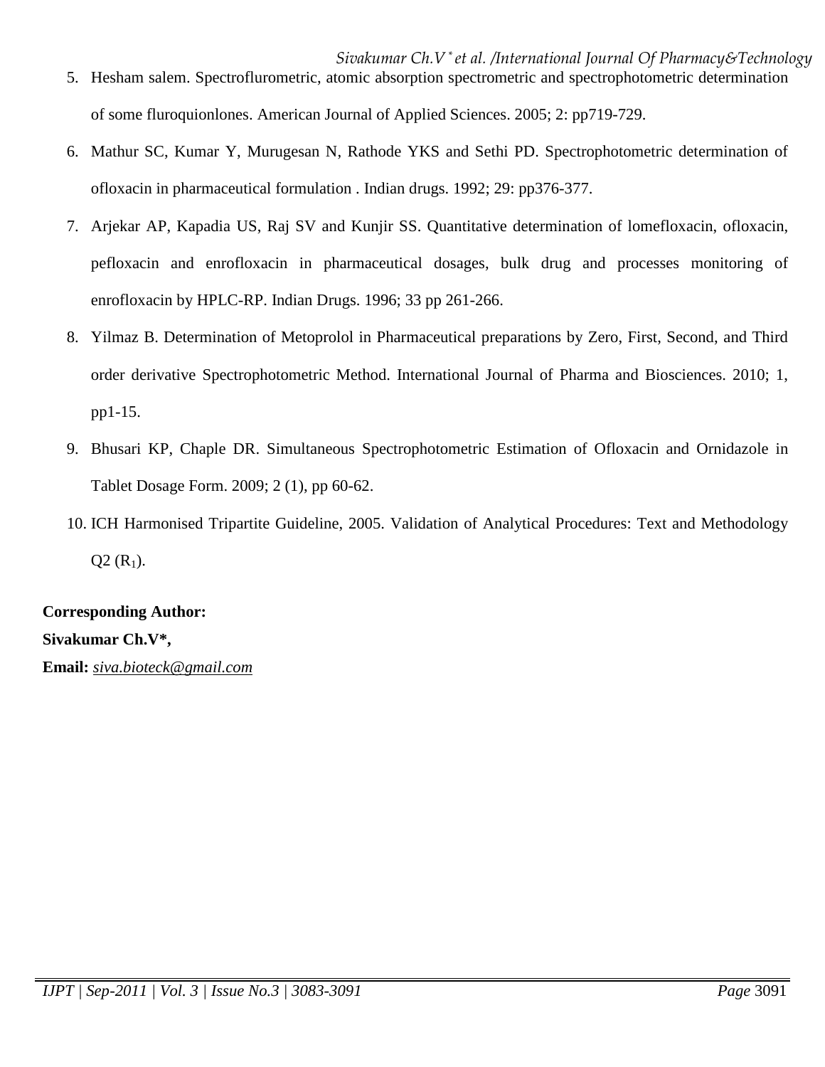5. Hesham salem. Spectroflurometric, atomic absorption spectrometric and spectrophotometric determination of some fluroquionlones. American Journal of Applied Sciences. 2005; 2: pp719-729.
6. Mathur SC, Kumar Y, Murugesan N, Rathode YKS and Sethi PD. Spectrophotometric determination of ofloxacin in pharmaceutical formulation . Indian drugs. 1992; 29: pp376-377.
7. Arjekar AP, Kapadia US, Raj SV and Kunjir SS. Quantitative determination of lomefloxacin, ofloxacin, pefloxacin and enrofloxacin in pharmaceutical dosages, bulk drug and processes monitoring of enrofloxacin by HPLC-RP. Indian Drugs. 1996; 33 pp 261-266.
8. Yilmaz B. Determination of Metoprolol in Pharmaceutical preparations by Zero, First, Second, and Third order derivative Spectrophotometric Method. International Journal of Pharma and Biosciences. 2010; 1, pp1-15.
9. Bhusari KP, Chaple DR. Simultaneous Spectrophotometric Estimation of Ofloxacin and Ornidazole in Tablet Dosage Form. 2009; 2 (1), pp 60-62.
10. ICH Harmonised Tripartite Guideline, 2005. Validation of Analytical Procedures: Text and Methodology Q2 ($R_1$).

**Corresponding Author:**

**Sivakumar Ch.V*,**

**Email:** *siva.bioteck@gmail.com*